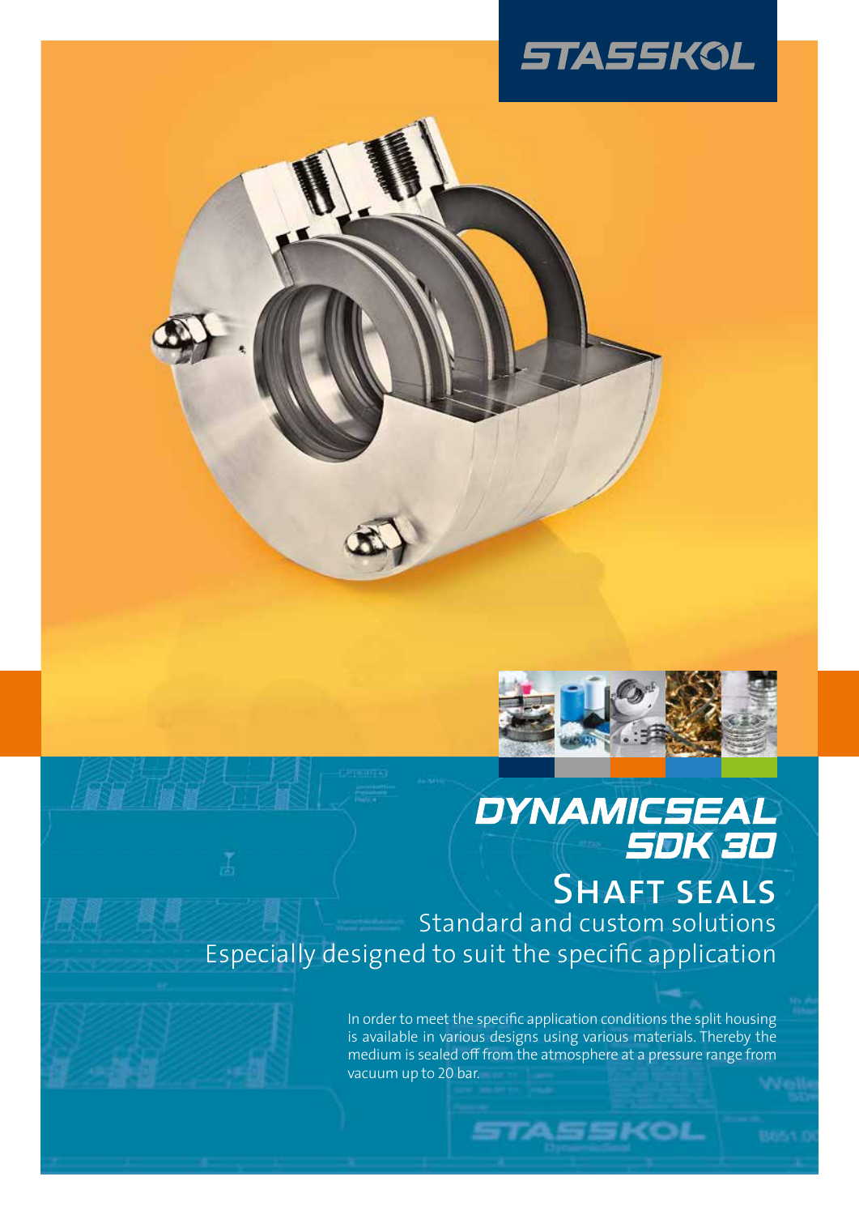STASSKOL

# DYNAMICSEAL SDK 30

## Shaft seals

Standard and custom solutions

Especially designed to suit the specific application

In order to meet the specific application conditions the split housing is available in various designs using various materials. Thereby the medium is sealed off from the atmosphere at a pressure range from vacuum up to 20 bar.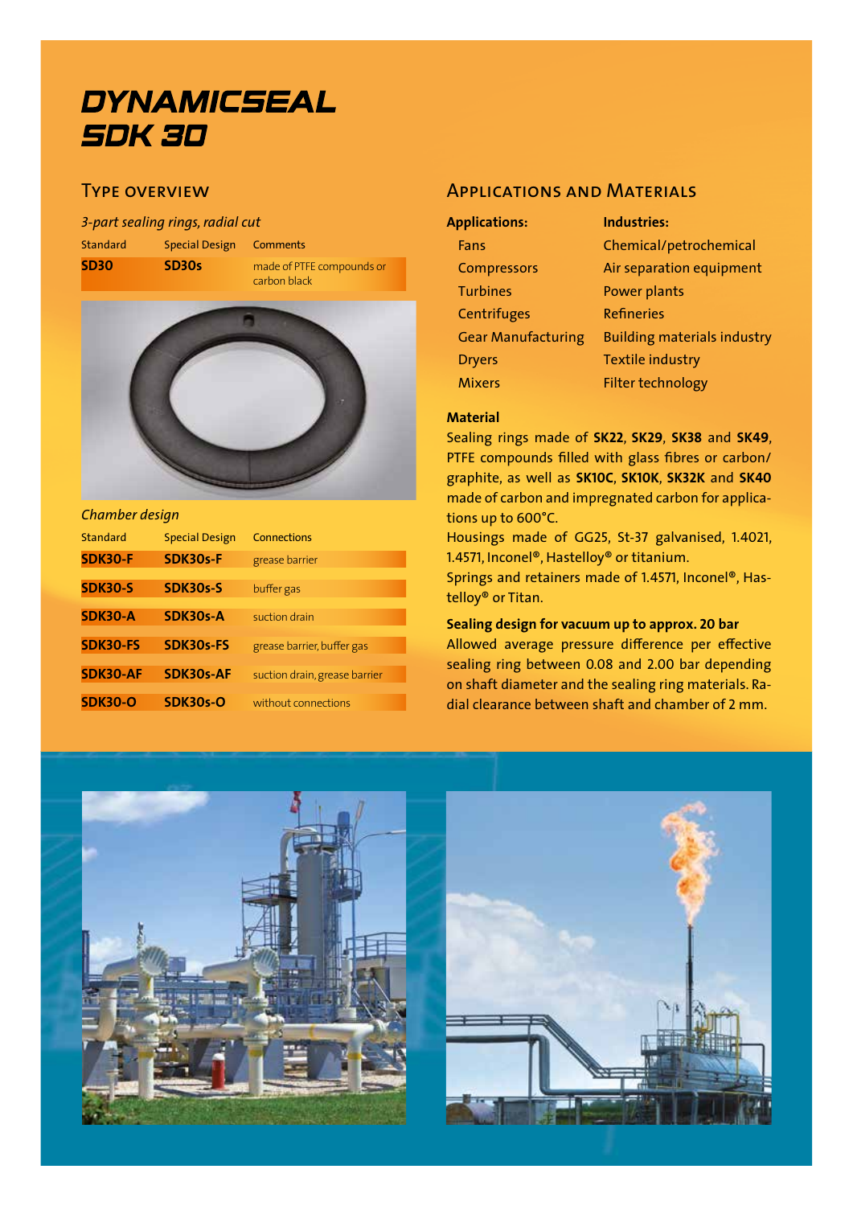# DYNAMICSEAL SDK 30

## Type overview

*3-part sealing rings, radial cut*

| Standard | Special Design | Comments |
|---|---|---|
| **SD30** | **SD30s** | made of PTFE compounds or carbon black |

*Chamber design*

| Standard | Special Design | Connections |
|---|---|---|
| **SDK30-F** | **SDK30s-F** | grease barrier |
| **SDK30-S** | **SDK30s-S** | buffer gas |
| **SDK30-A** | **SDK30s-A** | suction drain |
| **SDK30-FS** | **SDK30s-FS** | grease barrier, buffer gas |
| **SDK30-AF** | **SDK30s-AF** | suction drain, grease barrier |
| **SDK30-O** | **SDK30s-O** | without connections |

## Applications and Materials

| Applications: | Industries: |
|---|---|
| Fans | Chemical/petrochemical |
| Compressors | Air separation equipment |
| Turbines | Power plants |
| Centrifuges | Refineries |
| Gear Manufacturing | Building materials industry |
| Dryers | Textile industry |
| Mixers | Filter technology |

**Material**

Sealing rings made of **SK22**, **SK29**, **SK38** and **SK49**, PTFE compounds filled with glass fibres or carbon/graphite, as well as **SK10C**, **SK10K**, **SK32K** and **SK40** made of carbon and impregnated carbon for applications up to 600°C.

Housings made of GG25, St-37 galvanised, 1.4021, 1.4571, Inconel®, Hastelloy® or titanium.

Springs and retainers made of 1.4571, Inconel®, Hastelloy® or Titan.

**Sealing design for vacuum up to approx. 20 bar**

Allowed average pressure difference per effective sealing ring between 0.08 and 2.00 bar depending on shaft diameter and the sealing ring materials. Radial clearance between shaft and chamber of 2 mm.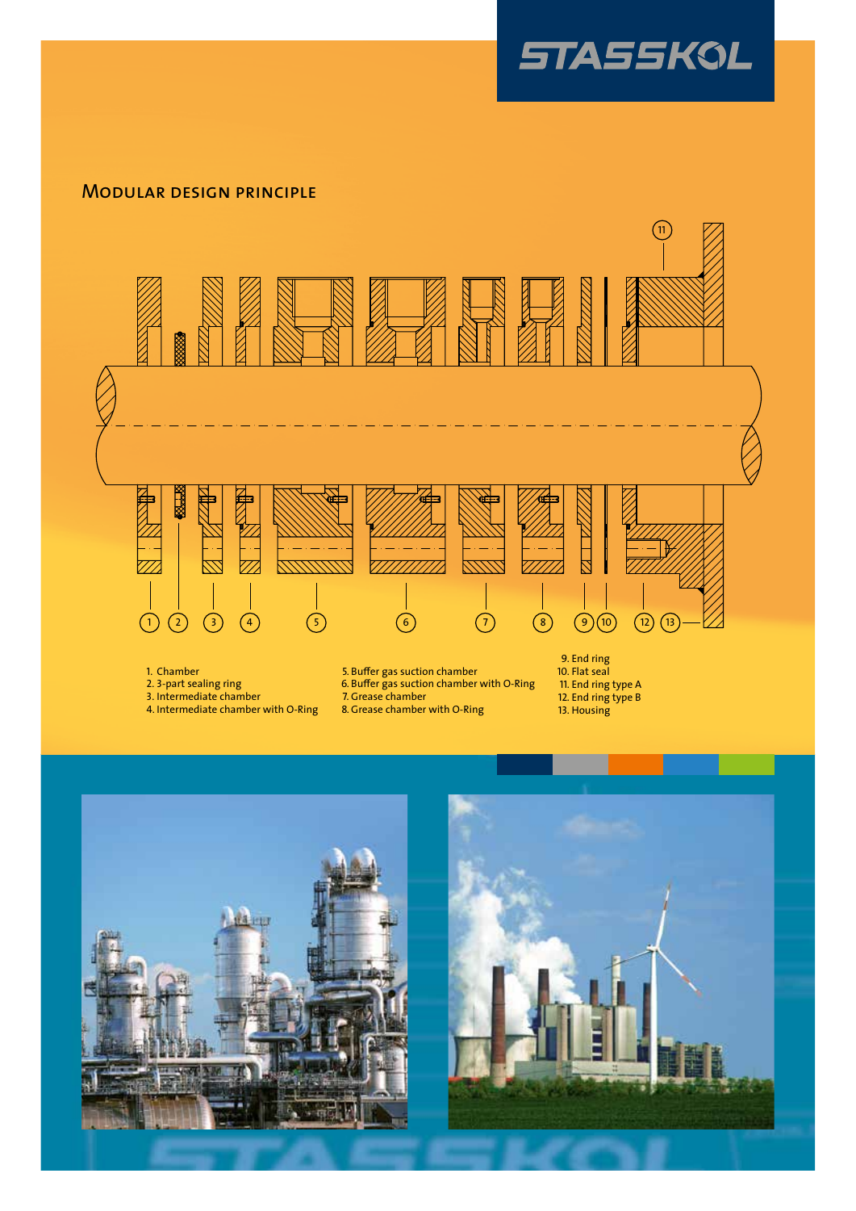## Modular design principle

1. Chamber
2. 3-part sealing ring
3. Intermediate chamber
4. Intermediate chamber with O-Ring
5. Buffer gas suction chamber
6. Buffer gas suction chamber with O-Ring
7. Grease chamber
8. Grease chamber with O-Ring
9. End ring
10. Flat seal
11. End ring type A
12. End ring type B
13. Housing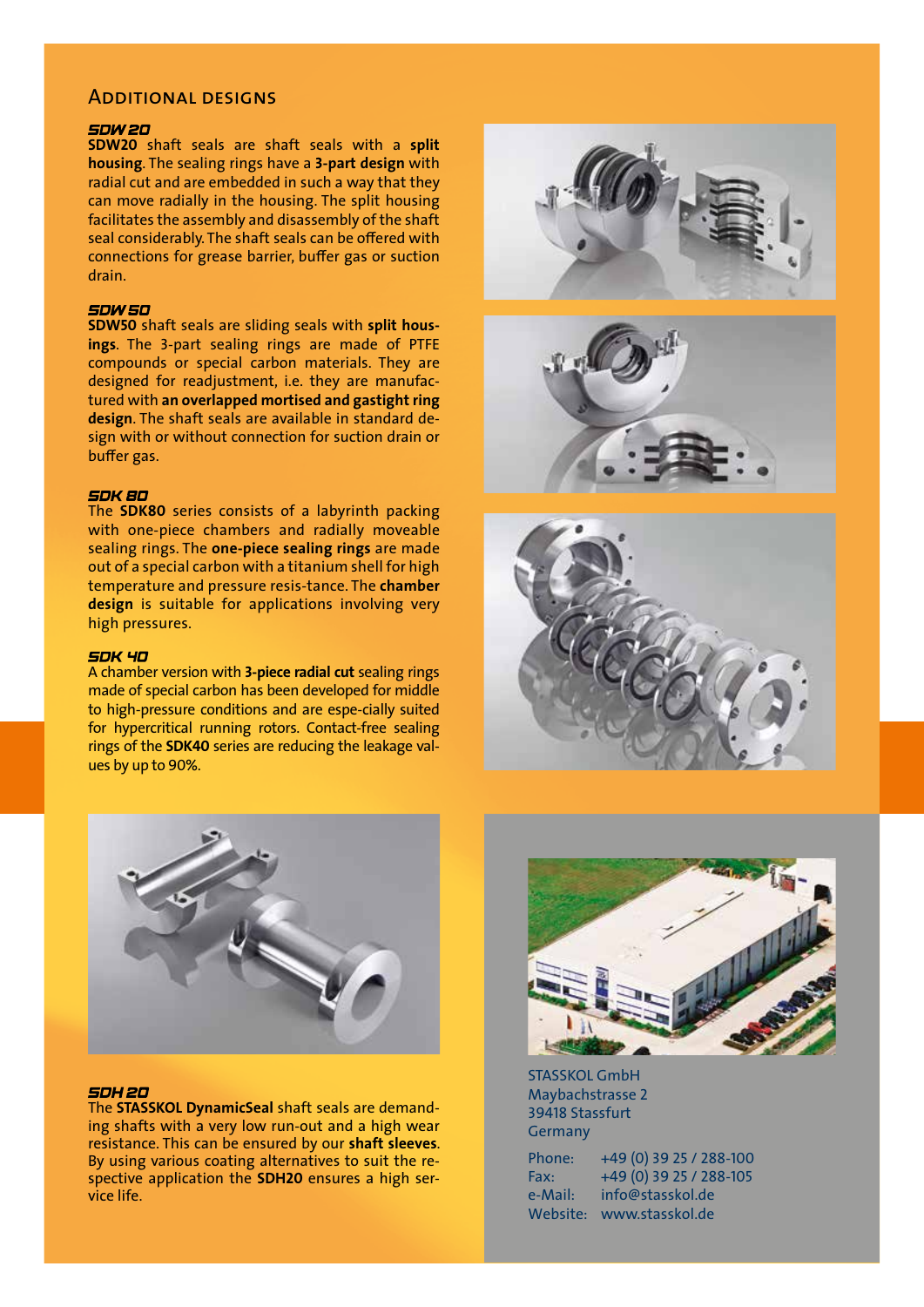## Additional designs

### SDW 20

**SDW20** shaft seals are shaft seals with a **split housing**. The sealing rings have a **3-part design** with radial cut and are embedded in such a way that they can move radially in the housing. The split housing facilitates the assembly and disassembly of the shaft seal considerably. The shaft seals can be offered with connections for grease barrier, buffer gas or suction drain.

### SDW 50

**SDW50** shaft seals are sliding seals with **split housings**. The 3-part sealing rings are made of PTFE compounds or special carbon materials. They are designed for readjustment, i.e. they are manufactured with **an overlapped mortised and gastight ring design**. The shaft seals are available in standard design with or without connection for suction drain or buffer gas.

### SDK 80

The **SDK80** series consists of a labyrinth packing with one-piece chambers and radially moveable sealing rings. The **one-piece sealing rings** are made out of a special carbon with a titanium shell for high temperature and pressure resis-tance. The **chamber design** is suitable for applications involving very high pressures.

### SDK 40

A chamber version with **3-piece radial cut** sealing rings made of special carbon has been developed for middle to high-pressure conditions and are espe-cially suited for hypercritical running rotors. Contact-free sealing rings of the **SDK40** series are reducing the leakage values by up to 90%.

### SDH 20

The **STASSKOL DynamicSeal** shaft seals are demanding shafts with a very low run-out and a high wear resistance. This can be ensured by our **shaft sleeves**. By using various coating alternatives to suit the respective application the **SDH20** ensures a high service life.

STASSKOL GmbH
Maybachstrasse 2
39418 Stassfurt
Germany

Phone: +49 (0) 39 25 / 288-100
Fax: +49 (0) 39 25 / 288-105
e-Mail: info@stasskol.de
Website: www.stasskol.de